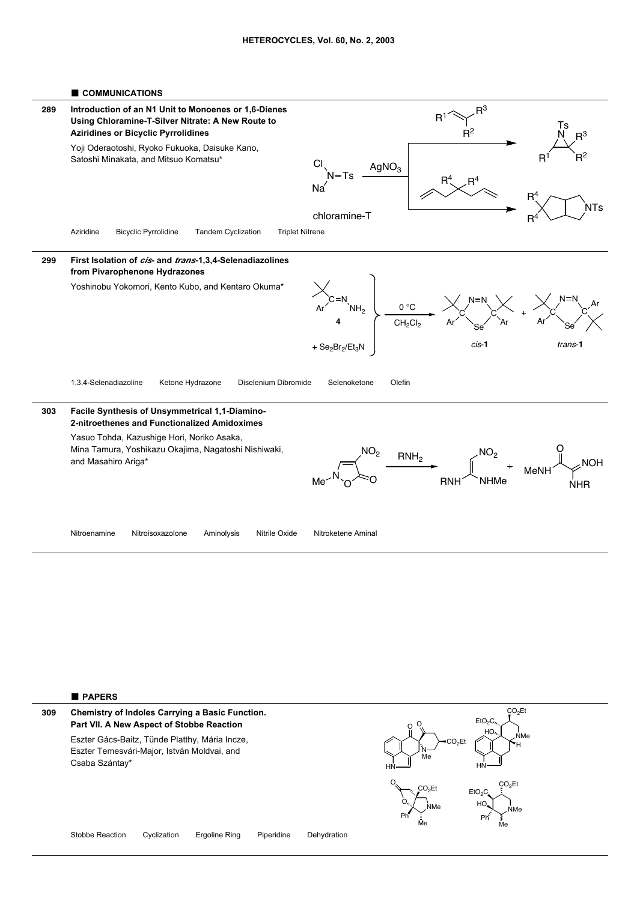## ■ COMMUNICATIONS

**289 Introduction of an N1 Unit to Monoenes or 1,6-Dienes Using Chloramine-T-Silver Nitrate: A New Route to Aziridines or Bicyclic Pyrrolidines**

Yoji Oderaotoshi, Ryoko Fukuoka, Daisuke Kano, Satoshi Minakata, and Mitsuo Komatsu*

chloramine-T

$AgNO_3$

Aziridine Bicyclic Pyrrolidine Tandem Cyclization Triplet Nitrene

**299 First Isolation of *cis*- and *trans*-1,3,4-Selenadiazolines from Pivarophenone Hydrazones**

Yoshinobu Yokomori, Kento Kubo, and Kentaro Okuma*

**4**

+ $Se_2Br_2/Et_3N$

0 °C

$CH_2Cl_2$

*cis*-**1** *trans*-**1**

1,3,4-Selenadiazoline Ketone Hydrazone Diselenium Dibromide Selenoketone Olefin

**303 Facile Synthesis of Unsymmetrical 1,1-Diamino-2-nitroethenes and Functionalized Amidoximes**

Yasuo Tohda, Kazushige Hori, Noriko Asaka, Mina Tamura, Yoshikazu Okajima, Nagatoshi Nishiwaki, and Masahiro Ariga*

$RNH_2$

Nitroenamine Nitroisoxazolone Aminolysis Nitrile Oxide Nitroketene Aminal

## ■ PAPERS

**309 Chemistry of Indoles Carrying a Basic Function. Part VII. A New Aspect of Stobbe Reaction**

Eszter Gács-Baitz, Tünde Platthy, Mária Incze, Eszter Temesvári-Major, István Moldvai, and Csaba Szántay*

Stobbe Reaction Cyclization Ergoline Ring Piperidine Dehydration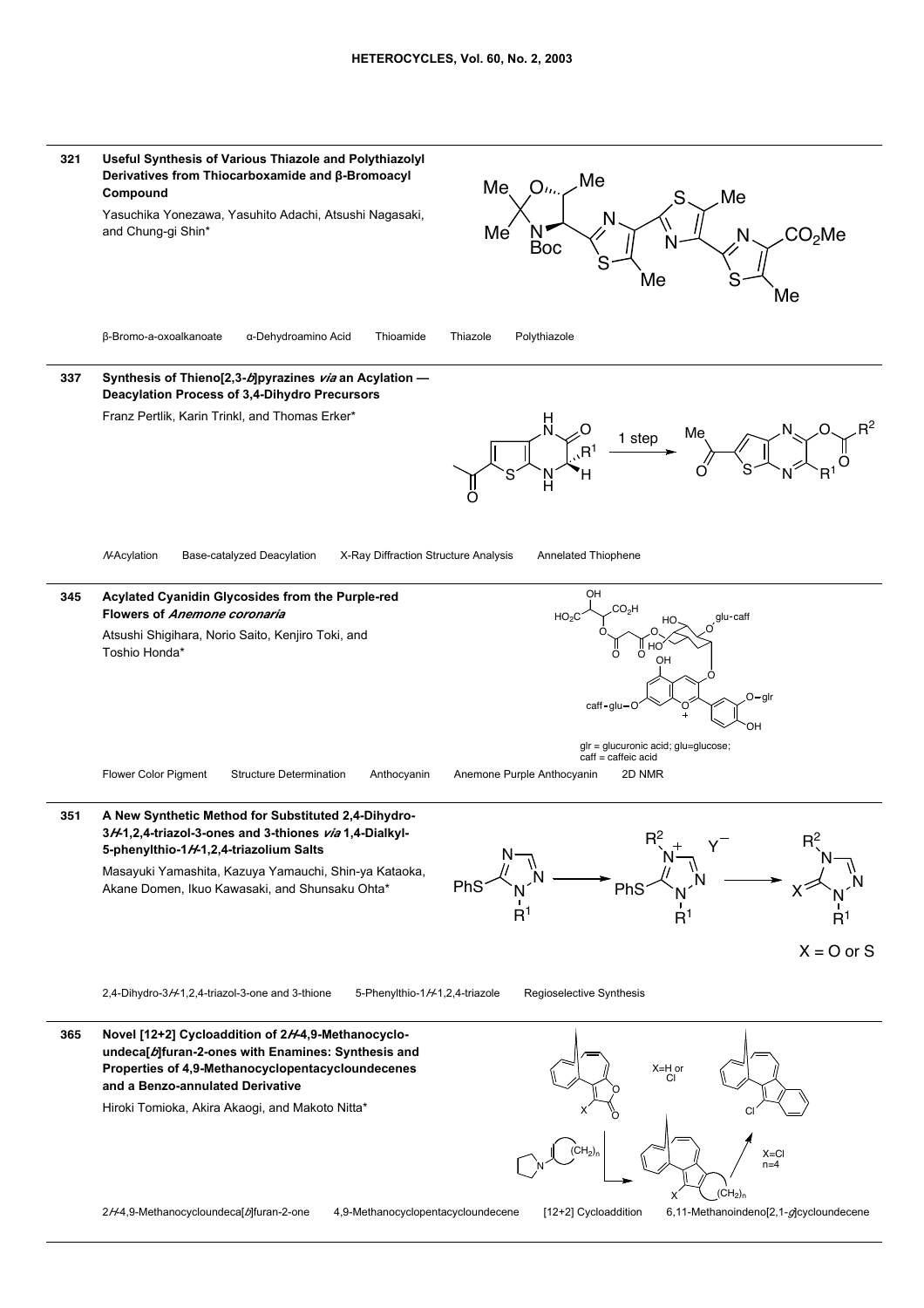**321** **Useful Synthesis of Various Thiazole and Polythiazolyl Derivatives from Thiocarboxamide and β-Bromoacyl Compound**

Yasuchika Yonezawa, Yasuhito Adachi, Atsushi Nagasaki, and Chung-gi Shin*

β-Bromo-a-oxoalkanoate α-Dehydroamino Acid Thioamide Thiazole Polythiazole

---

**337** **Synthesis of Thieno[2,3-*b*]pyrazines *via* an Acylation — Deacylation Process of 3,4-Dihydro Precursors**

Franz Pertlik, Karin Trinkl, and Thomas Erker*

1 step

*N*-Acylation Base-catalyzed Deacylation X-Ray Diffraction Structure Analysis Annelated Thiophene

---

**345** **Acylated Cyanidin Glycosides from the Purple-red Flowers of *Anemone coronaria***

Atsushi Shigihara, Norio Saito, Kenjiro Toki, and Toshio Honda*

glr = glucuronic acid; glu=glucose; caff = caffeic acid

Flower Color Pigment Structure Determination Anthocyanin Anemone Purple Anthocyanin 2D NMR

---

**351** **A New Synthetic Method for Substituted 2,4-Dihydro-3*H*-1,2,4-triazol-3-ones and 3-thiones *via* 1,4-Dialkyl-5-phenylthio-1*H*-1,2,4-triazolium Salts**

Masayuki Yamashita, Kazuya Yamauchi, Shin-ya Kataoka, Akane Domen, Ikuo Kawasaki, and Shunsaku Ohta*

X = O or S

2,4-Dihydro-3*H*-1,2,4-triazol-3-one and 3-thione 5-Phenylthio-1*H*-1,2,4-triazole Regioselective Synthesis

---

**365** **Novel [12+2] Cycloaddition of 2*H*-4,9-Methanocyclo-undeca[*b*]furan-2-ones with Enamines: Synthesis and Properties of 4,9-Methanocyclopentacycloundecenes and a Benzo-annulated Derivative**

Hiroki Tomioka, Akira Akaogi, and Makoto Nitta*

X=H or Cl

X=Cl n=4

2*H*-4,9-Methanocycloundeca[*b*]furan-2-one 4,9-Methanocyclopentacycloundecene [12+2] Cycloaddition 6,11-Methanoindeno[2,1-*a*]cycloundecene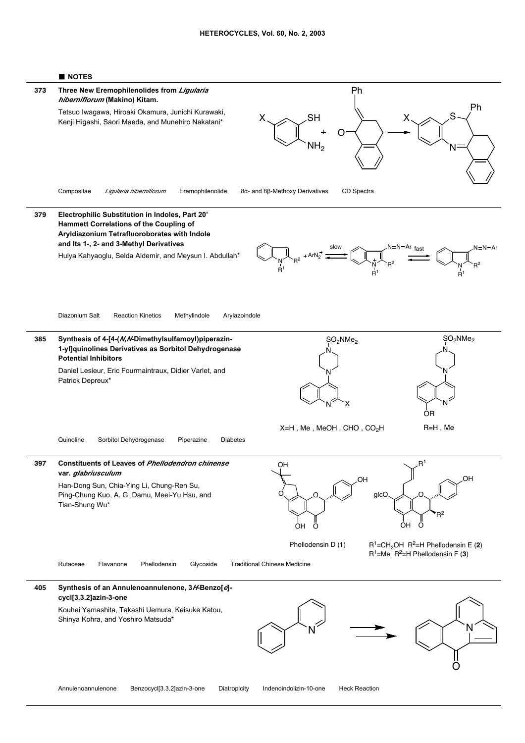## ■ NOTES

**373** **Three New Eremophilenolides from *Ligularia hiberniflorum* (Makino) Kitam.**

Tetsuo Iwagawa, Hiroaki Okamura, Junichi Kurawaki, Kenji Higashi, Saori Maeda, and Munehiro Nakatani*

Compositae *Ligularia hiberniflorum* Eremophilenolide 8α- and 8β-Methoxy Derivatives CD Spectra

---

**379** **Electrophilic Substitution in Indoles, Part 20' Hammett Correlations of the Coupling of Aryldiazonium Tetrafluoroborates with Indole and Its 1-, 2- and 3-Methyl Derivatives**

Hulya Kahyaoglu, Selda Aldemir, and Meysun I. Abdullah*

Diazonium Salt Reaction Kinetics Methylindole Arylazoindole

---

**385** **Synthesis of 4-[4-(*N,N*-Dimethylsulfamoyl)piperazin-1-yl]quinolines Derivatives as Sorbitol Dehydrogenase Potential Inhibitors**

Daniel Lesieur, Eric Fourmaintraux, Didier Varlet, and Patrick Depreux*

X=H , Me , MeOH , CHO , $CO_2H$

R=H , Me

Quinoline Sorbitol Dehydrogenase Piperazine Diabetes

---

**397** **Constituents of Leaves of *Phellodendron chinense* var. *glabriusculum***

Han-Dong Sun, Chia-Ying Li, Chung-Ren Su, Ping-Chung Kuo, A. G. Damu, Meei-Yu Hsu, and Tian-Shung Wu*

Phellodensin D (**1**)

$R^1$=$CH_2OH$ $R^2$=H Phellodensin E (**2**)
$R^1$=Me $R^2$=H Phellodensin F (**3**)

Rutaceae Flavanone Phellodensin Glycoside Traditional Chinese Medicine

---

**405** **Synthesis of an Annulenoannulenone, 3*H*-Benzo[*e*]-cycl[3.3.2]azin-3-one**

Kouhei Yamashita, Takashi Uemura, Keisuke Katou, Shinya Kohra, and Yoshiro Matsuda*

Annulenoannulenone Benzocycl[3.3.2]azin-3-one Diatropicity Indenoindolizin-10-one Heck Reaction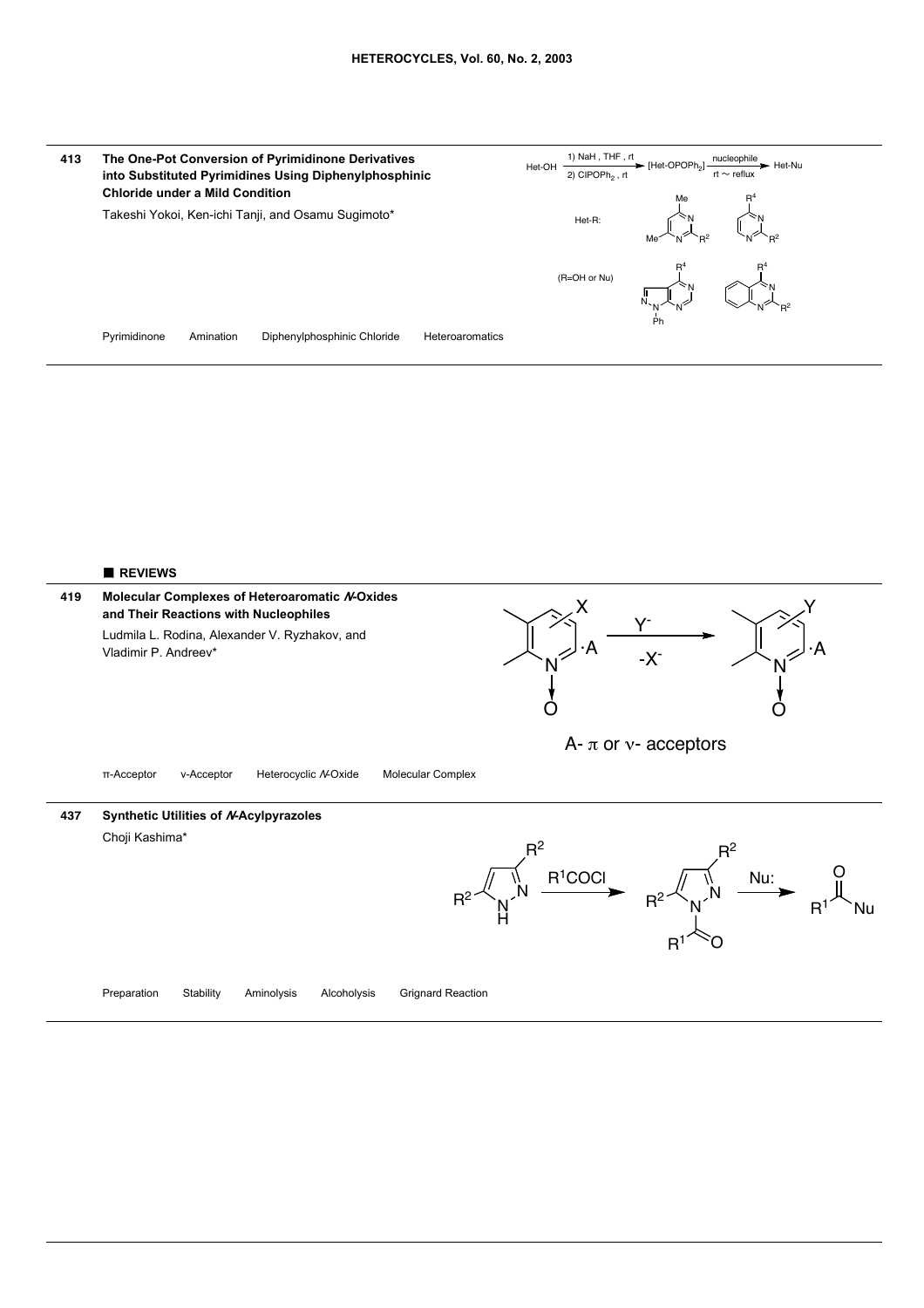**413** **The One-Pot Conversion of Pyrimidinone Derivatives into Substituted Pyrimidines Using Diphenylphosphinic Chloride under a Mild Condition**

Takeshi Yokoi, Ken-ichi Tanji, and Osamu Sugimoto*

Het-OH → (1) NaH, THF, rt; 2) $ClPOPh_2$, rt) → [Het-$OPOPh_2$] → (nucleophile, rt ~ reflux) → Het-Nu

Het-R:

(R=OH or Nu)

Me, Me, N, N, $R^2$; $R^4$, N, N, $R^2$; $R^4$, N, N, N, N, Ph; $R^4$, N, N, $R^2$

Pyrimidinone Amination Diphenylphosphinic Chloride Heteroaromatics

## REVIEWS

**419** **Molecular Complexes of Heteroaromatic *N*-Oxides and Their Reactions with Nucleophiles**

Ludmila L. Rodina, Alexander V. Ryzhakov, and Vladimir P. Andreev*

X, N, O, ·A → ($Y^-$, $-X^-$) → Y, N, O, ·A

A- π or ν- acceptors

π-Acceptor ν-Acceptor Heterocyclic *N*-Oxide Molecular Complex

**437** **Synthetic Utilities of *N*-Acylpyrazoles**

Choji Kashima*

$R^2$, $R^2$, N, N, H → ($R^1COCl$) → $R^2$, $R^2$, N, N, $R^1$, O → (Nu:) → $R^1$, O, Nu

Preparation Stability Aminolysis Alcoholysis Grignard Reaction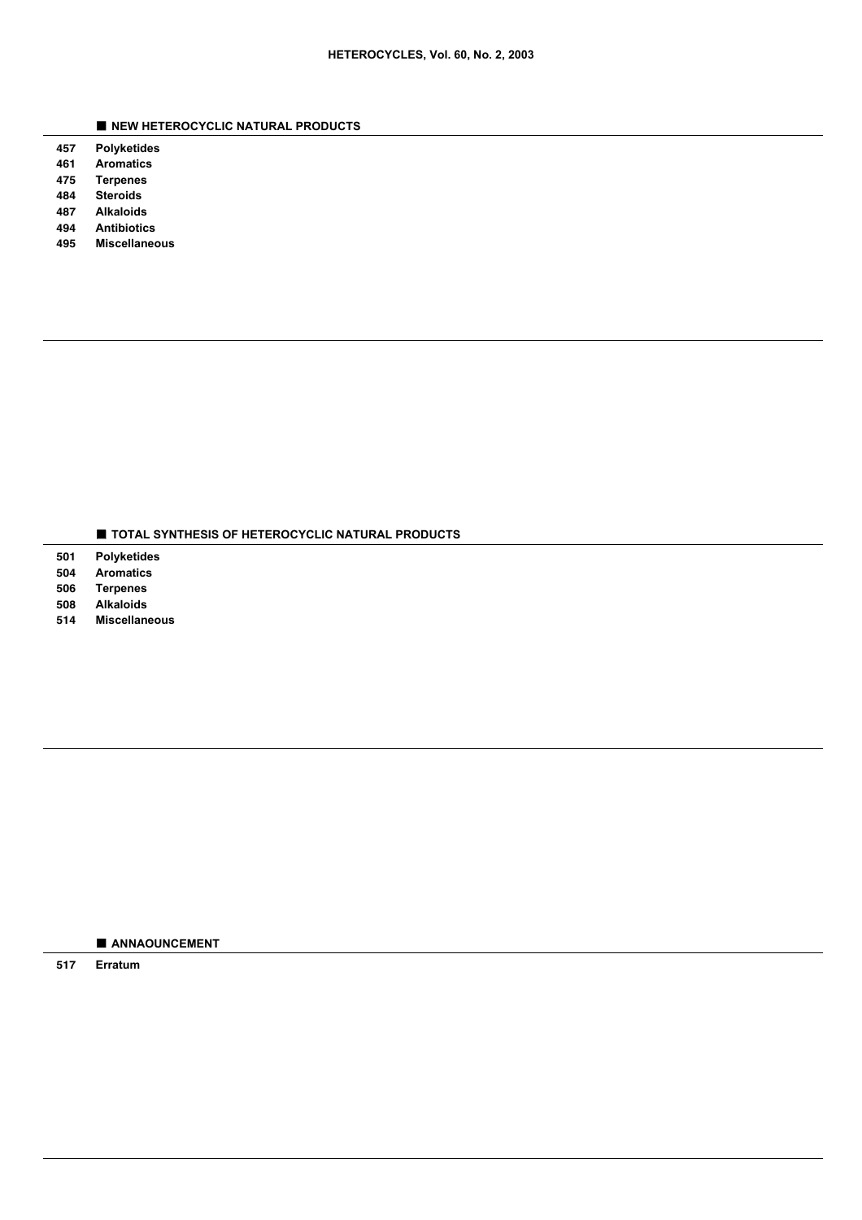## ■ NEW HETEROCYCLIC NATURAL PRODUCTS

457 Polyketides
461 Aromatics
475 Terpenes
484 Steroids
487 Alkaloids
494 Antibiotics
495 Miscellaneous

## ■ TOTAL SYNTHESIS OF HETEROCYCLIC NATURAL PRODUCTS

501 Polyketides
504 Aromatics
506 Terpenes
508 Alkaloids
514 Miscellaneous

## ■ ANNAOUNCEMENT

517 Erratum